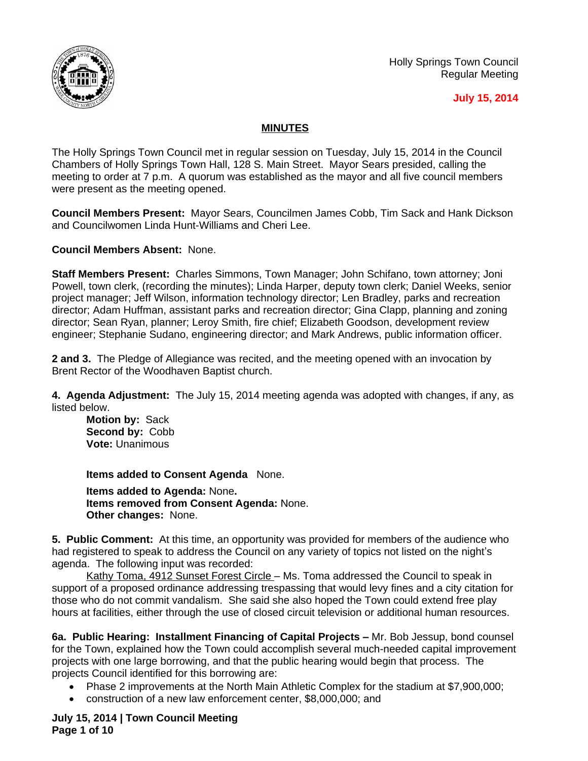Holly Springs Town Council
Regular Meeting

**July 15, 2014**

## MINUTES

The Holly Springs Town Council met in regular session on Tuesday, July 15, 2014 in the Council Chambers of Holly Springs Town Hall, 128 S. Main Street. Mayor Sears presided, calling the meeting to order at 7 p.m. A quorum was established as the mayor and all five council members were present as the meeting opened.

**Council Members Present:** Mayor Sears, Councilmen James Cobb, Tim Sack and Hank Dickson and Councilwomen Linda Hunt-Williams and Cheri Lee.

**Council Members Absent:** None.

**Staff Members Present:** Charles Simmons, Town Manager; John Schifano, town attorney; Joni Powell, town clerk, (recording the minutes); Linda Harper, deputy town clerk; Daniel Weeks, senior project manager; Jeff Wilson, information technology director; Len Bradley, parks and recreation director; Adam Huffman, assistant parks and recreation director; Gina Clapp, planning and zoning director; Sean Ryan, planner; Leroy Smith, fire chief; Elizabeth Goodson, development review engineer; Stephanie Sudano, engineering director; and Mark Andrews, public information officer.

**2 and 3.** The Pledge of Allegiance was recited, and the meeting opened with an invocation by Brent Rector of the Woodhaven Baptist church.

**4. Agenda Adjustment:** The July 15, 2014 meeting agenda was adopted with changes, if any, as listed below.

**Motion by:** Sack
**Second by:** Cobb
**Vote:** Unanimous

**Items added to Consent Agenda** None.

**Items added to Agenda:** None**.**
**Items removed from Consent Agenda:** None.
**Other changes:** None.

**5. Public Comment:** At this time, an opportunity was provided for members of the audience who had registered to speak to address the Council on any variety of topics not listed on the night's agenda. The following input was recorded:

Kathy Toma, 4912 Sunset Forest Circle – Ms. Toma addressed the Council to speak in support of a proposed ordinance addressing trespassing that would levy fines and a city citation for those who do not commit vandalism. She said she also hoped the Town could extend free play hours at facilities, either through the use of closed circuit television or additional human resources.

**6a. Public Hearing: Installment Financing of Capital Projects –** Mr. Bob Jessup, bond counsel for the Town, explained how the Town could accomplish several much-needed capital improvement projects with one large borrowing, and that the public hearing would begin that process. The projects Council identified for this borrowing are:

- Phase 2 improvements at the North Main Athletic Complex for the stadium at $7,900,000;
- construction of a new law enforcement center, $8,000,000; and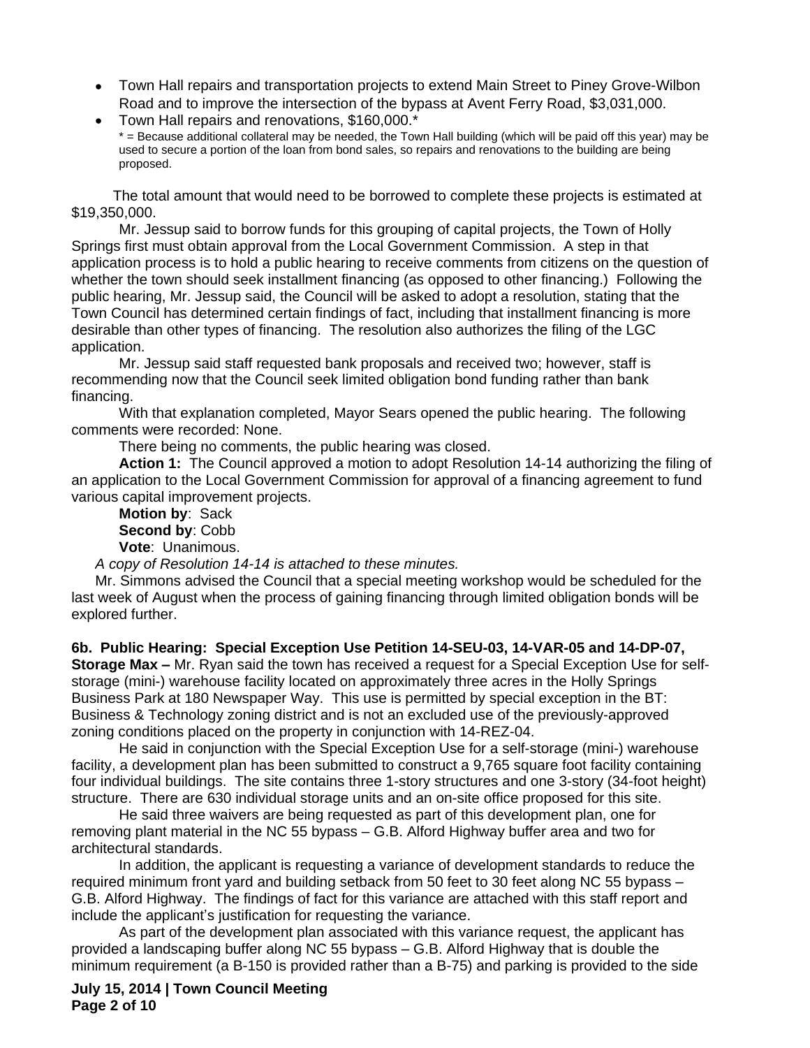- Town Hall repairs and transportation projects to extend Main Street to Piney Grove-Wilbon Road and to improve the intersection of the bypass at Avent Ferry Road, $3,031,000.
- Town Hall repairs and renovations, $160,000.*

  * = Because additional collateral may be needed, the Town Hall building (which will be paid off this year) may be used to secure a portion of the loan from bond sales, so repairs and renovations to the building are being proposed.

The total amount that would need to be borrowed to complete these projects is estimated at $19,350,000.

Mr. Jessup said to borrow funds for this grouping of capital projects, the Town of Holly Springs first must obtain approval from the Local Government Commission. A step in that application process is to hold a public hearing to receive comments from citizens on the question of whether the town should seek installment financing (as opposed to other financing.) Following the public hearing, Mr. Jessup said, the Council will be asked to adopt a resolution, stating that the Town Council has determined certain findings of fact, including that installment financing is more desirable than other types of financing. The resolution also authorizes the filing of the LGC application.

Mr. Jessup said staff requested bank proposals and received two; however, staff is recommending now that the Council seek limited obligation bond funding rather than bank financing.

With that explanation completed, Mayor Sears opened the public hearing. The following comments were recorded: None.

There being no comments, the public hearing was closed.

**Action 1:** The Council approved a motion to adopt Resolution 14-14 authorizing the filing of an application to the Local Government Commission for approval of a financing agreement to fund various capital improvement projects.

**Motion by**: Sack
**Second by**: Cobb
**Vote**: Unanimous.

*A copy of Resolution 14-14 is attached to these minutes.*

Mr. Simmons advised the Council that a special meeting workshop would be scheduled for the last week of August when the process of gaining financing through limited obligation bonds will be explored further.

**6b. Public Hearing: Special Exception Use Petition 14-SEU-03, 14-VAR-05 and 14-DP-07, Storage Max –** Mr. Ryan said the town has received a request for a Special Exception Use for self-storage (mini-) warehouse facility located on approximately three acres in the Holly Springs Business Park at 180 Newspaper Way. This use is permitted by special exception in the BT: Business & Technology zoning district and is not an excluded use of the previously-approved zoning conditions placed on the property in conjunction with 14-REZ-04.

He said in conjunction with the Special Exception Use for a self-storage (mini-) warehouse facility, a development plan has been submitted to construct a 9,765 square foot facility containing four individual buildings. The site contains three 1-story structures and one 3-story (34-foot height) structure. There are 630 individual storage units and an on-site office proposed for this site.

He said three waivers are being requested as part of this development plan, one for removing plant material in the NC 55 bypass – G.B. Alford Highway buffer area and two for architectural standards.

In addition, the applicant is requesting a variance of development standards to reduce the required minimum front yard and building setback from 50 feet to 30 feet along NC 55 bypass – G.B. Alford Highway. The findings of fact for this variance are attached with this staff report and include the applicant's justification for requesting the variance.

As part of the development plan associated with this variance request, the applicant has provided a landscaping buffer along NC 55 bypass – G.B. Alford Highway that is double the minimum requirement (a B-150 is provided rather than a B-75) and parking is provided to the side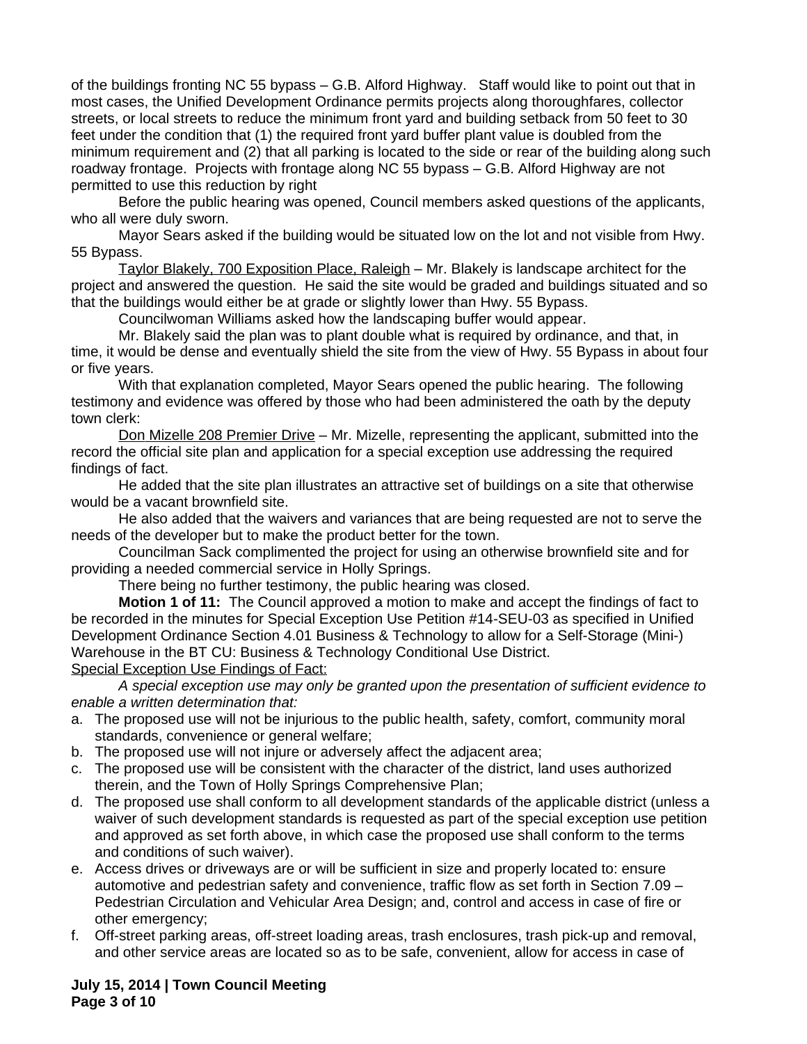of the buildings fronting NC 55 bypass – G.B. Alford Highway. Staff would like to point out that in most cases, the Unified Development Ordinance permits projects along thoroughfares, collector streets, or local streets to reduce the minimum front yard and building setback from 50 feet to 30 feet under the condition that (1) the required front yard buffer plant value is doubled from the minimum requirement and (2) that all parking is located to the side or rear of the building along such roadway frontage. Projects with frontage along NC 55 bypass – G.B. Alford Highway are not permitted to use this reduction by right

Before the public hearing was opened, Council members asked questions of the applicants, who all were duly sworn.

Mayor Sears asked if the building would be situated low on the lot and not visible from Hwy. 55 Bypass.

Taylor Blakely, 700 Exposition Place, Raleigh – Mr. Blakely is landscape architect for the project and answered the question. He said the site would be graded and buildings situated and so that the buildings would either be at grade or slightly lower than Hwy. 55 Bypass.

Councilwoman Williams asked how the landscaping buffer would appear.

Mr. Blakely said the plan was to plant double what is required by ordinance, and that, in time, it would be dense and eventually shield the site from the view of Hwy. 55 Bypass in about four or five years.

With that explanation completed, Mayor Sears opened the public hearing. The following testimony and evidence was offered by those who had been administered the oath by the deputy town clerk:

Don Mizelle 208 Premier Drive – Mr. Mizelle, representing the applicant, submitted into the record the official site plan and application for a special exception use addressing the required findings of fact.

He added that the site plan illustrates an attractive set of buildings on a site that otherwise would be a vacant brownfield site.

He also added that the waivers and variances that are being requested are not to serve the needs of the developer but to make the product better for the town.

Councilman Sack complimented the project for using an otherwise brownfield site and for providing a needed commercial service in Holly Springs.

There being no further testimony, the public hearing was closed.

**Motion 1 of 11:** The Council approved a motion to make and accept the findings of fact to be recorded in the minutes for Special Exception Use Petition #14-SEU-03 as specified in Unified Development Ordinance Section 4.01 Business & Technology to allow for a Self-Storage (Mini-) Warehouse in the BT CU: Business & Technology Conditional Use District.

Special Exception Use Findings of Fact:

*A special exception use may only be granted upon the presentation of sufficient evidence to enable a written determination that:*

a. The proposed use will not be injurious to the public health, safety, comfort, community moral standards, convenience or general welfare;
b. The proposed use will not injure or adversely affect the adjacent area;
c. The proposed use will be consistent with the character of the district, land uses authorized therein, and the Town of Holly Springs Comprehensive Plan;
d. The proposed use shall conform to all development standards of the applicable district (unless a waiver of such development standards is requested as part of the special exception use petition and approved as set forth above, in which case the proposed use shall conform to the terms and conditions of such waiver).
e. Access drives or driveways are or will be sufficient in size and properly located to: ensure automotive and pedestrian safety and convenience, traffic flow as set forth in Section 7.09 – Pedestrian Circulation and Vehicular Area Design; and, control and access in case of fire or other emergency;
f. Off-street parking areas, off-street loading areas, trash enclosures, trash pick-up and removal, and other service areas are located so as to be safe, convenient, allow for access in case of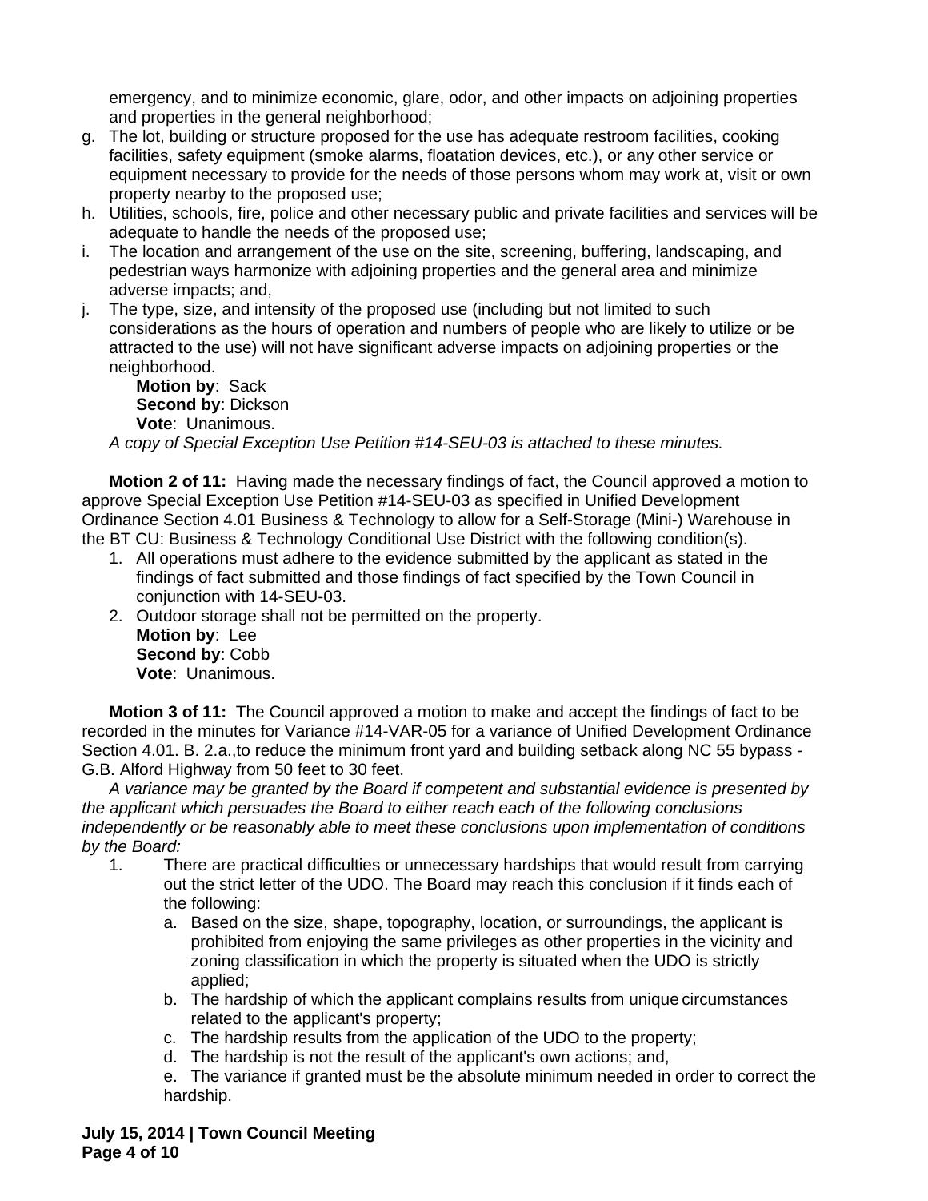emergency, and to minimize economic, glare, odor, and other impacts on adjoining properties and properties in the general neighborhood;

g. The lot, building or structure proposed for the use has adequate restroom facilities, cooking facilities, safety equipment (smoke alarms, floatation devices, etc.), or any other service or equipment necessary to provide for the needs of those persons whom may work at, visit or own property nearby to the proposed use;
h. Utilities, schools, fire, police and other necessary public and private facilities and services will be adequate to handle the needs of the proposed use;
i. The location and arrangement of the use on the site, screening, buffering, landscaping, and pedestrian ways harmonize with adjoining properties and the general area and minimize adverse impacts; and,
j. The type, size, and intensity of the proposed use (including but not limited to such considerations as the hours of operation and numbers of people who are likely to utilize or be attracted to the use) will not have significant adverse impacts on adjoining properties or the neighborhood.

**Motion by**: Sack
**Second by**: Dickson
**Vote**: Unanimous.

*A copy of Special Exception Use Petition #14-SEU-03 is attached to these minutes.*

**Motion 2 of 11:** Having made the necessary findings of fact, the Council approved a motion to approve Special Exception Use Petition #14-SEU-03 as specified in Unified Development Ordinance Section 4.01 Business & Technology to allow for a Self-Storage (Mini-) Warehouse in the BT CU: Business & Technology Conditional Use District with the following condition(s).

1. All operations must adhere to the evidence submitted by the applicant as stated in the findings of fact submitted and those findings of fact specified by the Town Council in conjunction with 14-SEU-03.
2. Outdoor storage shall not be permitted on the property.

**Motion by**: Lee
**Second by**: Cobb
**Vote**: Unanimous.

**Motion 3 of 11:** The Council approved a motion to make and accept the findings of fact to be recorded in the minutes for Variance #14-VAR-05 for a variance of Unified Development Ordinance Section 4.01. B. 2.a.,to reduce the minimum front yard and building setback along NC 55 bypass - G.B. Alford Highway from 50 feet to 30 feet.

*A variance may be granted by the Board if competent and substantial evidence is presented by the applicant which persuades the Board to either reach each of the following conclusions independently or be reasonably able to meet these conclusions upon implementation of conditions by the Board:*

1. There are practical difficulties or unnecessary hardships that would result from carrying out the strict letter of the UDO. The Board may reach this conclusion if it finds each of the following:
   a. Based on the size, shape, topography, location, or surroundings, the applicant is prohibited from enjoying the same privileges as other properties in the vicinity and zoning classification in which the property is situated when the UDO is strictly applied;
   b. The hardship of which the applicant complains results from unique circumstances related to the applicant's property;
   c. The hardship results from the application of the UDO to the property;
   d. The hardship is not the result of the applicant's own actions; and,
   e. The variance if granted must be the absolute minimum needed in order to correct the hardship.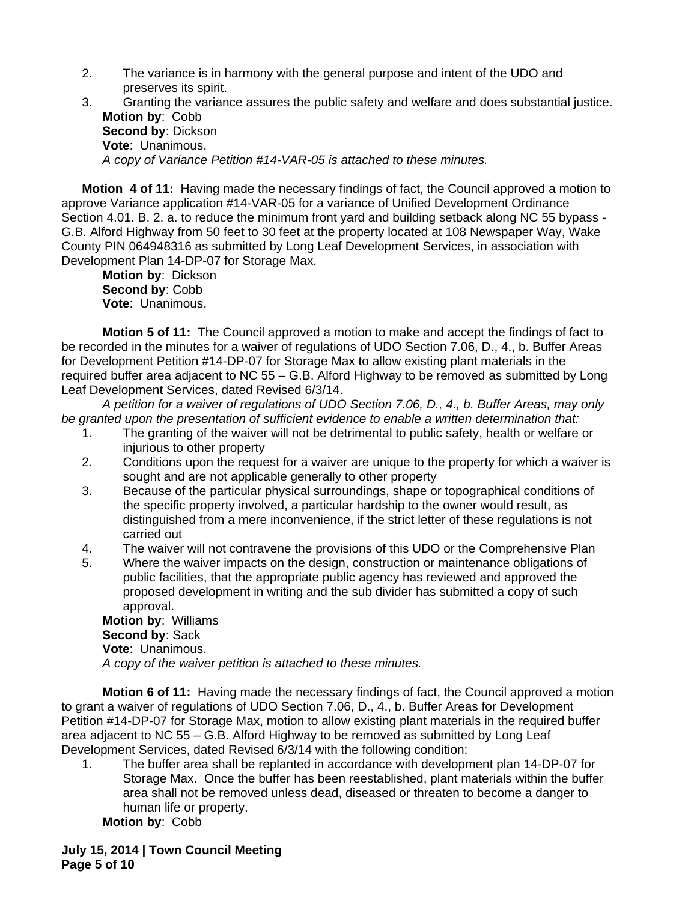2. The variance is in harmony with the general purpose and intent of the UDO and preserves its spirit.
3. Granting the variance assures the public safety and welfare and does substantial justice.

**Motion by**: Cobb
**Second by**: Dickson
**Vote**: Unanimous.
*A copy of Variance Petition #14-VAR-05 is attached to these minutes.*

**Motion 4 of 11:** Having made the necessary findings of fact, the Council approved a motion to approve Variance application #14-VAR-05 for a variance of Unified Development Ordinance Section 4.01. B. 2. a. to reduce the minimum front yard and building setback along NC 55 bypass - G.B. Alford Highway from 50 feet to 30 feet at the property located at 108 Newspaper Way, Wake County PIN 064948316 as submitted by Long Leaf Development Services, in association with Development Plan 14-DP-07 for Storage Max.

**Motion by**: Dickson
**Second by**: Cobb
**Vote**: Unanimous.

**Motion 5 of 11:** The Council approved a motion to make and accept the findings of fact to be recorded in the minutes for a waiver of regulations of UDO Section 7.06, D., 4., b. Buffer Areas for Development Petition #14-DP-07 for Storage Max to allow existing plant materials in the required buffer area adjacent to NC 55 – G.B. Alford Highway to be removed as submitted by Long Leaf Development Services, dated Revised 6/3/14.

*A petition for a waiver of regulations of UDO Section 7.06, D., 4., b. Buffer Areas, may only be granted upon the presentation of sufficient evidence to enable a written determination that:*

1. The granting of the waiver will not be detrimental to public safety, health or welfare or injurious to other property
2. Conditions upon the request for a waiver are unique to the property for which a waiver is sought and are not applicable generally to other property
3. Because of the particular physical surroundings, shape or topographical conditions of the specific property involved, a particular hardship to the owner would result, as distinguished from a mere inconvenience, if the strict letter of these regulations is not carried out
4. The waiver will not contravene the provisions of this UDO or the Comprehensive Plan
5. Where the waiver impacts on the design, construction or maintenance obligations of public facilities, that the appropriate public agency has reviewed and approved the proposed development in writing and the sub divider has submitted a copy of such approval.

**Motion by**: Williams
**Second by**: Sack
**Vote**: Unanimous.
*A copy of the waiver petition is attached to these minutes.*

**Motion 6 of 11:** Having made the necessary findings of fact, the Council approved a motion to grant a waiver of regulations of UDO Section 7.06, D., 4., b. Buffer Areas for Development Petition #14-DP-07 for Storage Max, motion to allow existing plant materials in the required buffer area adjacent to NC 55 – G.B. Alford Highway to be removed as submitted by Long Leaf Development Services, dated Revised 6/3/14 with the following condition:

1. The buffer area shall be replanted in accordance with development plan 14-DP-07 for Storage Max. Once the buffer has been reestablished, plant materials within the buffer area shall not be removed unless dead, diseased or threaten to become a danger to human life or property.

**Motion by**: Cobb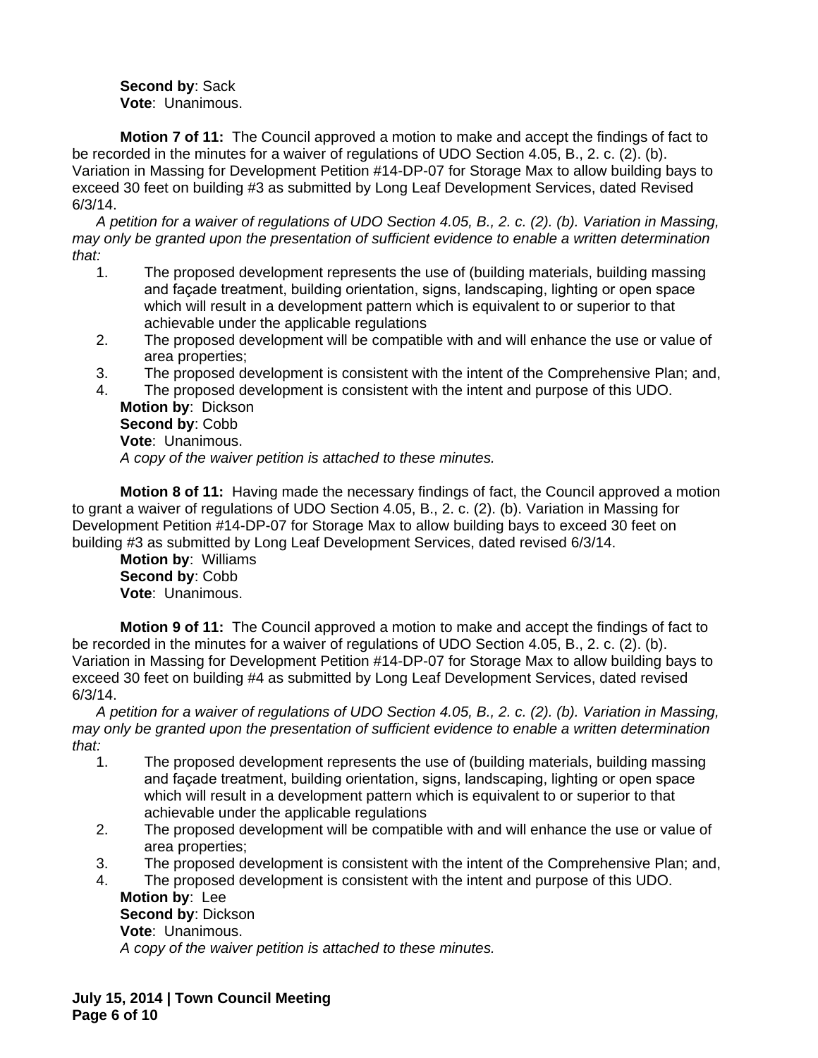**Second by**: Sack
**Vote**: Unanimous.

**Motion 7 of 11:** The Council approved a motion to make and accept the findings of fact to be recorded in the minutes for a waiver of regulations of UDO Section 4.05, B., 2. c. (2). (b). Variation in Massing for Development Petition #14-DP-07 for Storage Max to allow building bays to exceed 30 feet on building #3 as submitted by Long Leaf Development Services, dated Revised 6/3/14.

*A petition for a waiver of regulations of UDO Section 4.05, B., 2. c. (2). (b). Variation in Massing, may only be granted upon the presentation of sufficient evidence to enable a written determination that:*

1. The proposed development represents the use of (building materials, building massing and façade treatment, building orientation, signs, landscaping, lighting or open space which will result in a development pattern which is equivalent to or superior to that achievable under the applicable regulations
2. The proposed development will be compatible with and will enhance the use or value of area properties;
3. The proposed development is consistent with the intent of the Comprehensive Plan; and,
4. The proposed development is consistent with the intent and purpose of this UDO.

**Motion by**: Dickson
**Second by**: Cobb
**Vote**: Unanimous.
*A copy of the waiver petition is attached to these minutes.*

**Motion 8 of 11:** Having made the necessary findings of fact, the Council approved a motion to grant a waiver of regulations of UDO Section 4.05, B., 2. c. (2). (b). Variation in Massing for Development Petition #14-DP-07 for Storage Max to allow building bays to exceed 30 feet on building #3 as submitted by Long Leaf Development Services, dated revised 6/3/14.

**Motion by**: Williams
**Second by**: Cobb
**Vote**: Unanimous.

**Motion 9 of 11:** The Council approved a motion to make and accept the findings of fact to be recorded in the minutes for a waiver of regulations of UDO Section 4.05, B., 2. c. (2). (b). Variation in Massing for Development Petition #14-DP-07 for Storage Max to allow building bays to exceed 30 feet on building #4 as submitted by Long Leaf Development Services, dated revised 6/3/14.

*A petition for a waiver of regulations of UDO Section 4.05, B., 2. c. (2). (b). Variation in Massing, may only be granted upon the presentation of sufficient evidence to enable a written determination that:*

1. The proposed development represents the use of (building materials, building massing and façade treatment, building orientation, signs, landscaping, lighting or open space which will result in a development pattern which is equivalent to or superior to that achievable under the applicable regulations
2. The proposed development will be compatible with and will enhance the use or value of area properties;
3. The proposed development is consistent with the intent of the Comprehensive Plan; and,
4. The proposed development is consistent with the intent and purpose of this UDO.

**Motion by**: Lee
**Second by**: Dickson
**Vote**: Unanimous.
*A copy of the waiver petition is attached to these minutes.*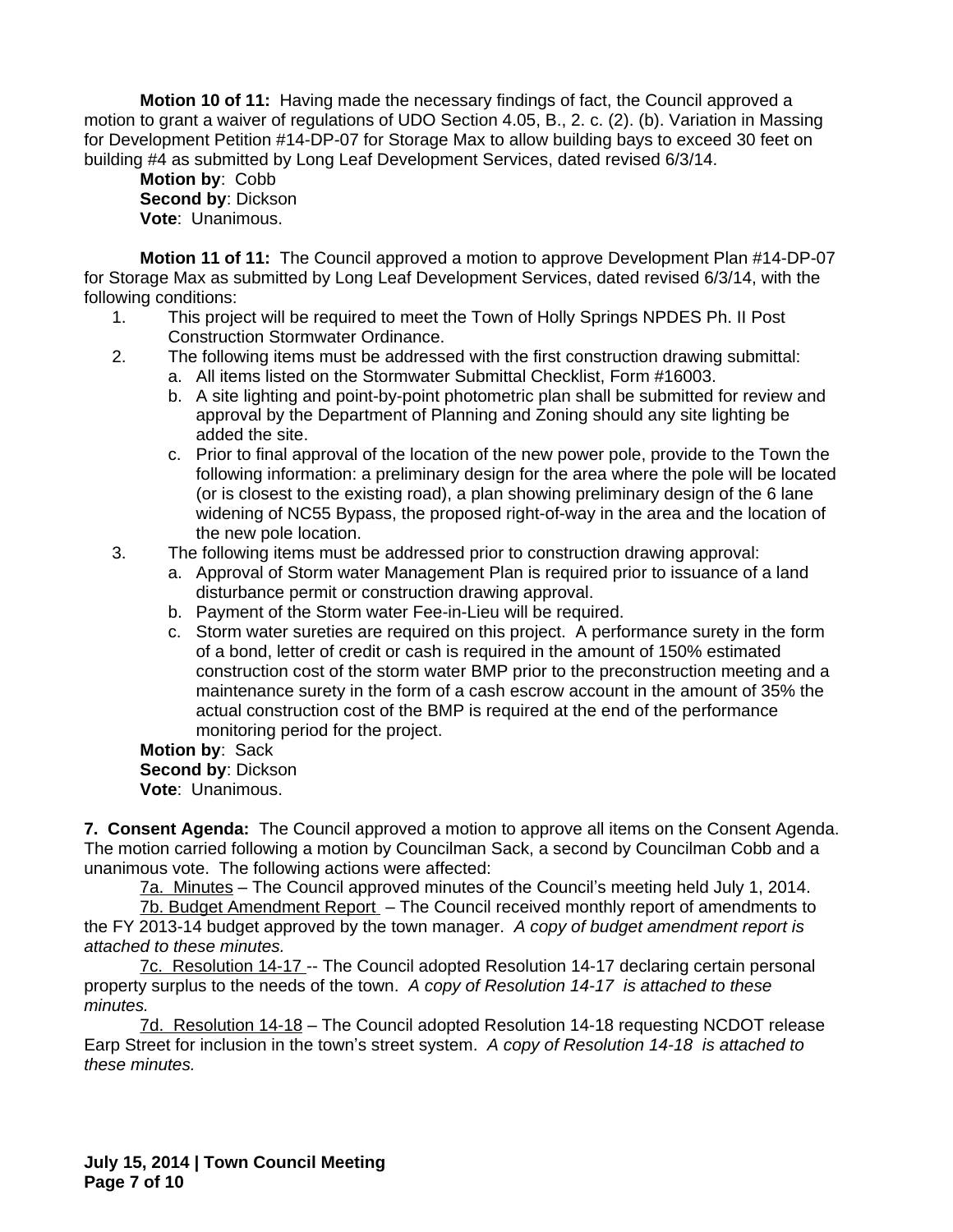**Motion 10 of 11:** Having made the necessary findings of fact, the Council approved a motion to grant a waiver of regulations of UDO Section 4.05, B., 2. c. (2). (b). Variation in Massing for Development Petition #14-DP-07 for Storage Max to allow building bays to exceed 30 feet on building #4 as submitted by Long Leaf Development Services, dated revised 6/3/14.

**Motion by**: Cobb
**Second by**: Dickson
**Vote**: Unanimous.

**Motion 11 of 11:** The Council approved a motion to approve Development Plan #14-DP-07 for Storage Max as submitted by Long Leaf Development Services, dated revised 6/3/14, with the following conditions:

1. This project will be required to meet the Town of Holly Springs NPDES Ph. II Post Construction Stormwater Ordinance.
2. The following items must be addressed with the first construction drawing submittal:
   a. All items listed on the Stormwater Submittal Checklist, Form #16003.
   b. A site lighting and point-by-point photometric plan shall be submitted for review and approval by the Department of Planning and Zoning should any site lighting be added the site.
   c. Prior to final approval of the location of the new power pole, provide to the Town the following information: a preliminary design for the area where the pole will be located (or is closest to the existing road), a plan showing preliminary design of the 6 lane widening of NC55 Bypass, the proposed right-of-way in the area and the location of the new pole location.
3. The following items must be addressed prior to construction drawing approval:
   a. Approval of Storm water Management Plan is required prior to issuance of a land disturbance permit or construction drawing approval.
   b. Payment of the Storm water Fee-in-Lieu will be required.
   c. Storm water sureties are required on this project. A performance surety in the form of a bond, letter of credit or cash is required in the amount of 150% estimated construction cost of the storm water BMP prior to the preconstruction meeting and a maintenance surety in the form of a cash escrow account in the amount of 35% the actual construction cost of the BMP is required at the end of the performance monitoring period for the project.

**Motion by**: Sack
**Second by**: Dickson
**Vote**: Unanimous.

**7. Consent Agenda:** The Council approved a motion to approve all items on the Consent Agenda. The motion carried following a motion by Councilman Sack, a second by Councilman Cobb and a unanimous vote. The following actions were affected:

7a. Minutes – The Council approved minutes of the Council's meeting held July 1, 2014.

7b. Budget Amendment Report – The Council received monthly report of amendments to the FY 2013-14 budget approved by the town manager. *A copy of budget amendment report is attached to these minutes.*

7c. Resolution 14-17 -- The Council adopted Resolution 14-17 declaring certain personal property surplus to the needs of the town. *A copy of Resolution 14-17 is attached to these minutes.*

7d. Resolution 14-18 – The Council adopted Resolution 14-18 requesting NCDOT release Earp Street for inclusion in the town's street system. *A copy of Resolution 14-18 is attached to these minutes.*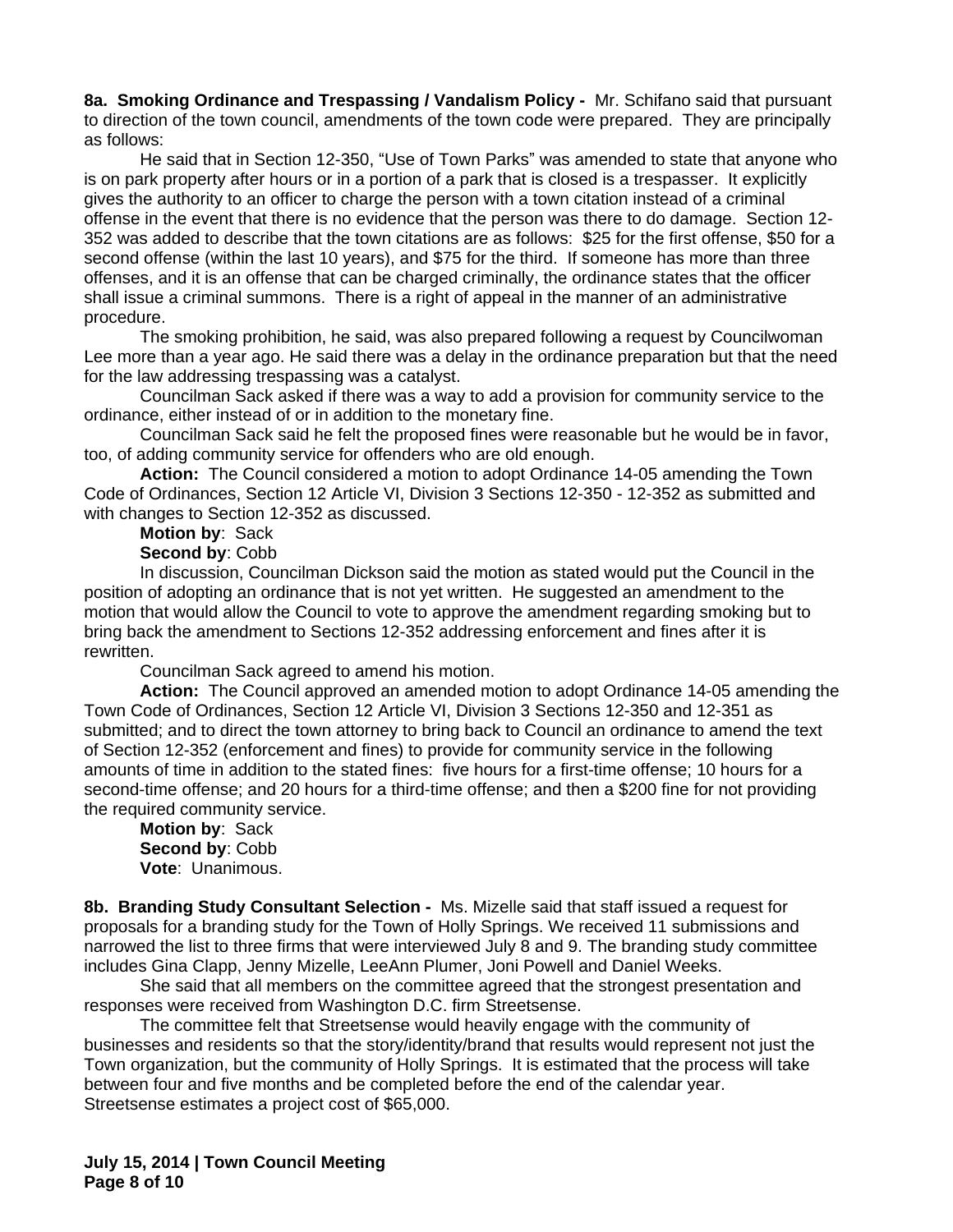**8a. Smoking Ordinance and Trespassing / Vandalism Policy -** Mr. Schifano said that pursuant to direction of the town council, amendments of the town code were prepared. They are principally as follows:

He said that in Section 12-350, "Use of Town Parks" was amended to state that anyone who is on park property after hours or in a portion of a park that is closed is a trespasser. It explicitly gives the authority to an officer to charge the person with a town citation instead of a criminal offense in the event that there is no evidence that the person was there to do damage. Section 12-352 was added to describe that the town citations are as follows: $25 for the first offense, $50 for a second offense (within the last 10 years), and $75 for the third. If someone has more than three offenses, and it is an offense that can be charged criminally, the ordinance states that the officer shall issue a criminal summons. There is a right of appeal in the manner of an administrative procedure.

The smoking prohibition, he said, was also prepared following a request by Councilwoman Lee more than a year ago. He said there was a delay in the ordinance preparation but that the need for the law addressing trespassing was a catalyst.

Councilman Sack asked if there was a way to add a provision for community service to the ordinance, either instead of or in addition to the monetary fine.

Councilman Sack said he felt the proposed fines were reasonable but he would be in favor, too, of adding community service for offenders who are old enough.

**Action:** The Council considered a motion to adopt Ordinance 14-05 amending the Town Code of Ordinances, Section 12 Article VI, Division 3 Sections 12-350 - 12-352 as submitted and with changes to Section 12-352 as discussed.

**Motion by**: Sack
**Second by**: Cobb

In discussion, Councilman Dickson said the motion as stated would put the Council in the position of adopting an ordinance that is not yet written. He suggested an amendment to the motion that would allow the Council to vote to approve the amendment regarding smoking but to bring back the amendment to Sections 12-352 addressing enforcement and fines after it is rewritten.

Councilman Sack agreed to amend his motion.

**Action:** The Council approved an amended motion to adopt Ordinance 14-05 amending the Town Code of Ordinances, Section 12 Article VI, Division 3 Sections 12-350 and 12-351 as submitted; and to direct the town attorney to bring back to Council an ordinance to amend the text of Section 12-352 (enforcement and fines) to provide for community service in the following amounts of time in addition to the stated fines: five hours for a first-time offense; 10 hours for a second-time offense; and 20 hours for a third-time offense; and then a $200 fine for not providing the required community service.

**Motion by**: Sack
**Second by**: Cobb
**Vote**: Unanimous.

**8b. Branding Study Consultant Selection -** Ms. Mizelle said that staff issued a request for proposals for a branding study for the Town of Holly Springs. We received 11 submissions and narrowed the list to three firms that were interviewed July 8 and 9. The branding study committee includes Gina Clapp, Jenny Mizelle, LeeAnn Plumer, Joni Powell and Daniel Weeks.

She said that all members on the committee agreed that the strongest presentation and responses were received from Washington D.C. firm Streetsense.

The committee felt that Streetsense would heavily engage with the community of businesses and residents so that the story/identity/brand that results would represent not just the Town organization, but the community of Holly Springs. It is estimated that the process will take between four and five months and be completed before the end of the calendar year. Streetsense estimates a project cost of $65,000.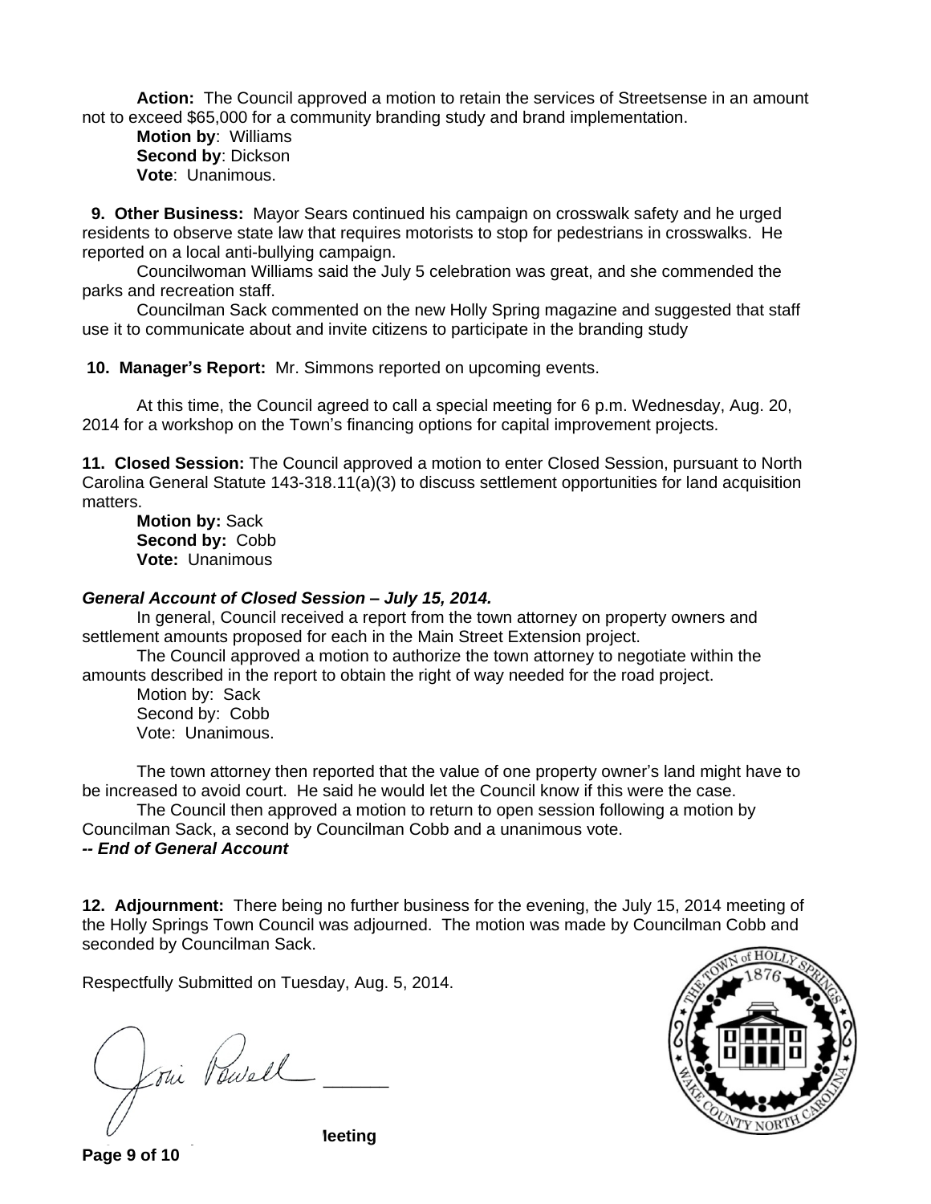**Action:** The Council approved a motion to retain the services of Streetsense in an amount not to exceed $65,000 for a community branding study and brand implementation.

**Motion by**: Williams
**Second by**: Dickson
**Vote**: Unanimous.

**9. Other Business:** Mayor Sears continued his campaign on crosswalk safety and he urged residents to observe state law that requires motorists to stop for pedestrians in crosswalks. He reported on a local anti-bullying campaign.

Councilwoman Williams said the July 5 celebration was great, and she commended the parks and recreation staff.

Councilman Sack commented on the new Holly Spring magazine and suggested that staff use it to communicate about and invite citizens to participate in the branding study

**10. Manager's Report:** Mr. Simmons reported on upcoming events.

At this time, the Council agreed to call a special meeting for 6 p.m. Wednesday, Aug. 20, 2014 for a workshop on the Town's financing options for capital improvement projects.

**11. Closed Session:** The Council approved a motion to enter Closed Session, pursuant to North Carolina General Statute 143-318.11(a)(3) to discuss settlement opportunities for land acquisition matters.

**Motion by:** Sack
**Second by:** Cobb
**Vote:** Unanimous

***General Account of Closed Session – July 15, 2014.***

In general, Council received a report from the town attorney on property owners and settlement amounts proposed for each in the Main Street Extension project.

The Council approved a motion to authorize the town attorney to negotiate within the amounts described in the report to obtain the right of way needed for the road project.

Motion by: Sack
Second by: Cobb
Vote: Unanimous.

The town attorney then reported that the value of one property owner's land might have to be increased to avoid court. He said he would let the Council know if this were the case.

The Council then approved a motion to return to open session following a motion by Councilman Sack, a second by Councilman Cobb and a unanimous vote.

***-- End of General Account***

**12. Adjournment:** There being no further business for the evening, the July 15, 2014 meeting of the Holly Springs Town Council was adjourned. The motion was made by Councilman Cobb and seconded by Councilman Sack.

Respectfully Submitted on Tuesday, Aug. 5, 2014.

Joni Powell ______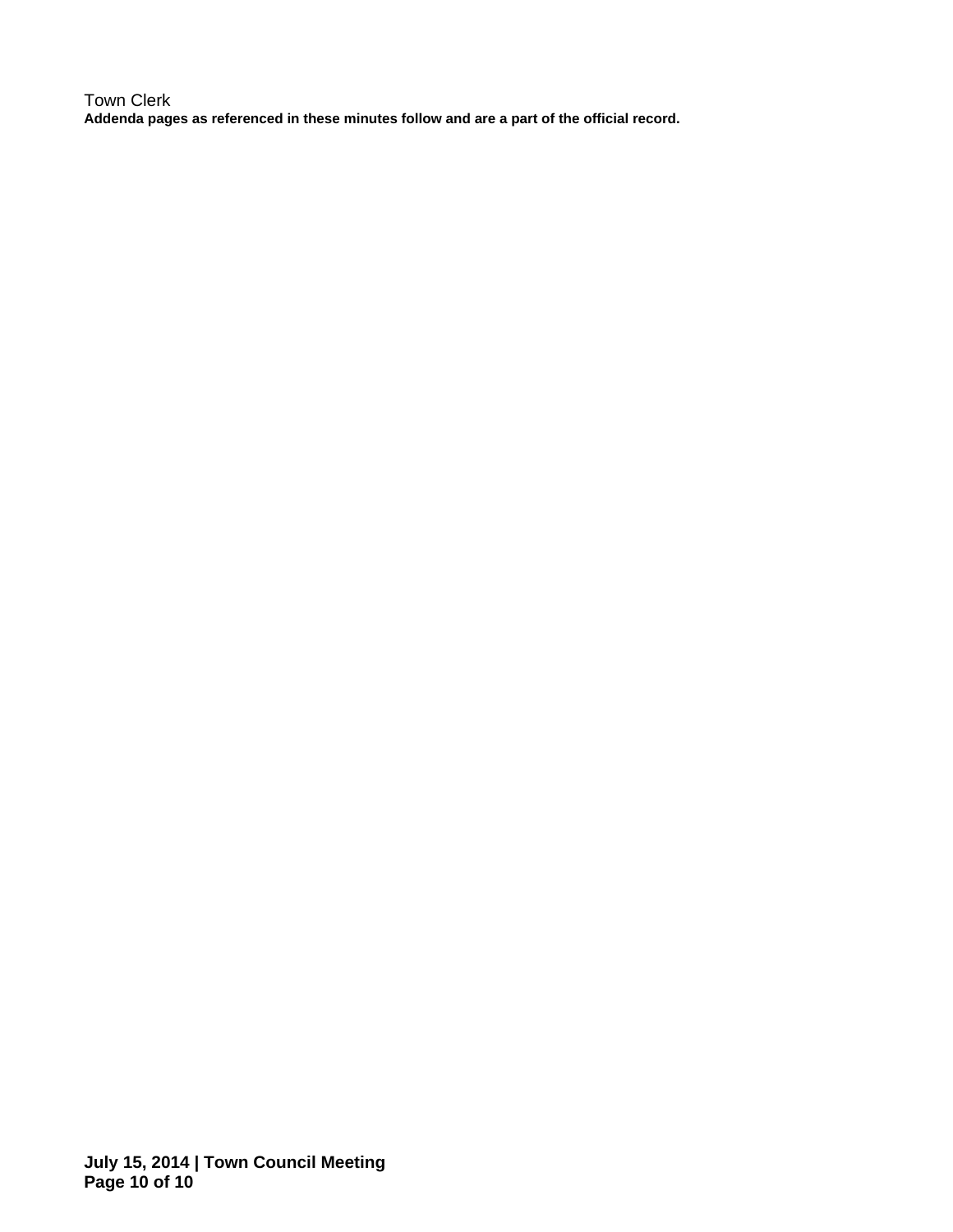Town Clerk

**Addenda pages as referenced in these minutes follow and are a part of the official record.**